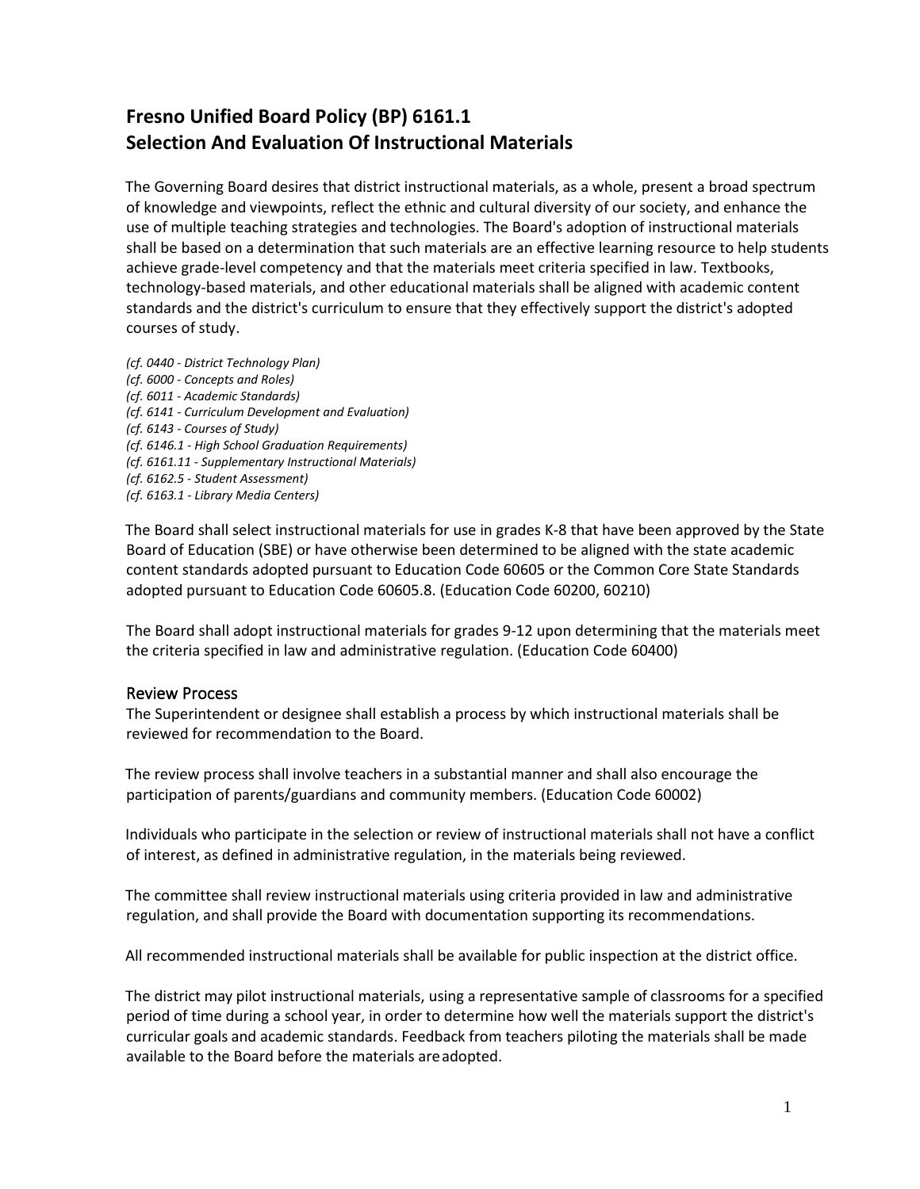# Fresno Unified Board Policy (BP) 6161.1
# Selection And Evaluation Of Instructional Materials

The Governing Board desires that district instructional materials, as a whole, present a broad spectrum of knowledge and viewpoints, reflect the ethnic and cultural diversity of our society, and enhance the use of multiple teaching strategies and technologies. The Board's adoption of instructional materials shall be based on a determination that such materials are an effective learning resource to help students achieve grade-level competency and that the materials meet criteria specified in law. Textbooks, technology-based materials, and other educational materials shall be aligned with academic content standards and the district's curriculum to ensure that they effectively support the district's adopted courses of study.

*(cf. 0440 - District Technology Plan)*
*(cf. 6000 - Concepts and Roles)*
*(cf. 6011 - Academic Standards)*
*(cf. 6141 - Curriculum Development and Evaluation)*
*(cf. 6143 - Courses of Study)*
*(cf. 6146.1 - High School Graduation Requirements)*
*(cf. 6161.11 - Supplementary Instructional Materials)*
*(cf. 6162.5 - Student Assessment)*
*(cf. 6163.1 - Library Media Centers)*

The Board shall select instructional materials for use in grades K-8 that have been approved by the State Board of Education (SBE) or have otherwise been determined to be aligned with the state academic content standards adopted pursuant to Education Code 60605 or the Common Core State Standards adopted pursuant to Education Code 60605.8. (Education Code 60200, 60210)

The Board shall adopt instructional materials for grades 9-12 upon determining that the materials meet the criteria specified in law and administrative regulation. (Education Code 60400)

## Review Process

The Superintendent or designee shall establish a process by which instructional materials shall be reviewed for recommendation to the Board.

The review process shall involve teachers in a substantial manner and shall also encourage the participation of parents/guardians and community members. (Education Code 60002)

Individuals who participate in the selection or review of instructional materials shall not have a conflict of interest, as defined in administrative regulation, in the materials being reviewed.

The committee shall review instructional materials using criteria provided in law and administrative regulation, and shall provide the Board with documentation supporting its recommendations.

All recommended instructional materials shall be available for public inspection at the district office.

The district may pilot instructional materials, using a representative sample of classrooms for a specified period of time during a school year, in order to determine how well the materials support the district's curricular goals and academic standards. Feedback from teachers piloting the materials shall be made available to the Board before the materials are adopted.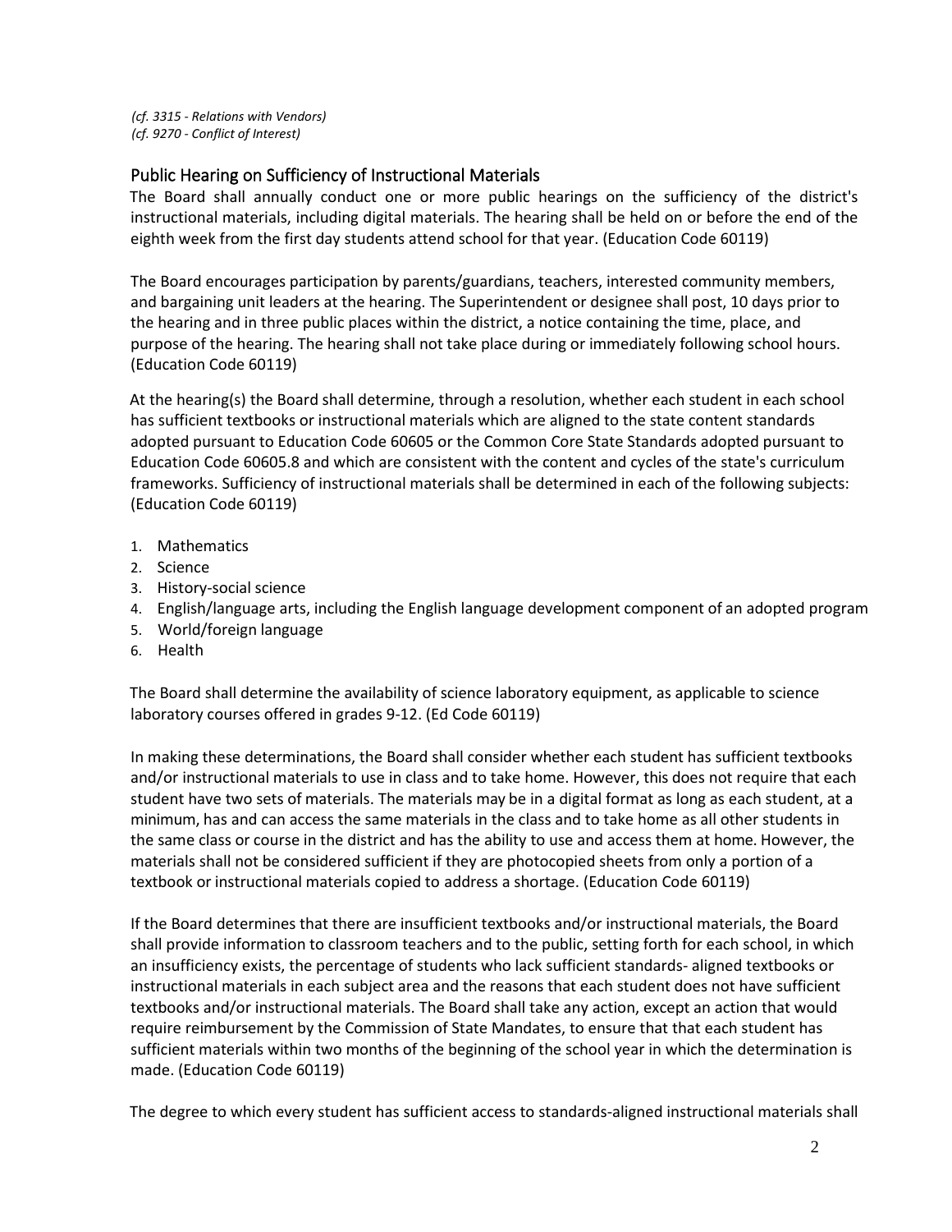*(cf. 3315 - Relations with Vendors)*
*(cf. 9270 - Conflict of Interest)*

## Public Hearing on Sufficiency of Instructional Materials

The Board shall annually conduct one or more public hearings on the sufficiency of the district's instructional materials, including digital materials. The hearing shall be held on or before the end of the eighth week from the first day students attend school for that year. (Education Code 60119)

The Board encourages participation by parents/guardians, teachers, interested community members, and bargaining unit leaders at the hearing. The Superintendent or designee shall post, 10 days prior to the hearing and in three public places within the district, a notice containing the time, place, and purpose of the hearing. The hearing shall not take place during or immediately following school hours. (Education Code 60119)

At the hearing(s) the Board shall determine, through a resolution, whether each student in each school has sufficient textbooks or instructional materials which are aligned to the state content standards adopted pursuant to Education Code 60605 or the Common Core State Standards adopted pursuant to Education Code 60605.8 and which are consistent with the content and cycles of the state's curriculum frameworks. Sufficiency of instructional materials shall be determined in each of the following subjects: (Education Code 60119)

1. Mathematics
2. Science
3. History-social science
4. English/language arts, including the English language development component of an adopted program
5. World/foreign language
6. Health

The Board shall determine the availability of science laboratory equipment, as applicable to science laboratory courses offered in grades 9-12. (Ed Code 60119)

In making these determinations, the Board shall consider whether each student has sufficient textbooks and/or instructional materials to use in class and to take home. However, this does not require that each student have two sets of materials. The materials may be in a digital format as long as each student, at a minimum, has and can access the same materials in the class and to take home as all other students in the same class or course in the district and has the ability to use and access them at home. However, the materials shall not be considered sufficient if they are photocopied sheets from only a portion of a textbook or instructional materials copied to address a shortage. (Education Code 60119)

If the Board determines that there are insufficient textbooks and/or instructional materials, the Board shall provide information to classroom teachers and to the public, setting forth for each school, in which an insufficiency exists, the percentage of students who lack sufficient standards- aligned textbooks or instructional materials in each subject area and the reasons that each student does not have sufficient textbooks and/or instructional materials. The Board shall take any action, except an action that would require reimbursement by the Commission of State Mandates, to ensure that that each student has sufficient materials within two months of the beginning of the school year in which the determination is made. (Education Code 60119)

The degree to which every student has sufficient access to standards-aligned instructional materials shall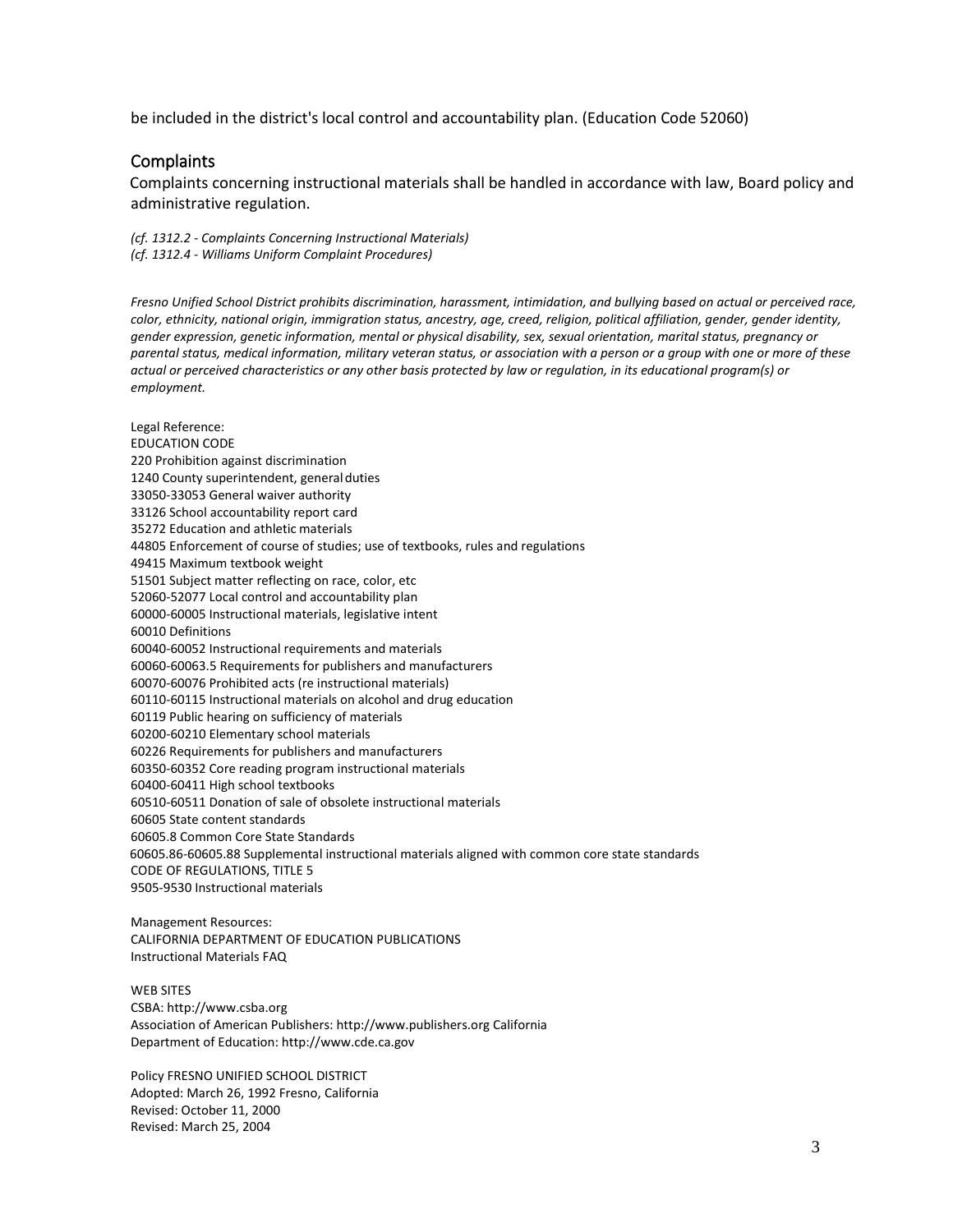be included in the district's local control and accountability plan. (Education Code 52060)

## Complaints

Complaints concerning instructional materials shall be handled in accordance with law, Board policy and administrative regulation.

*(cf. 1312.2 - Complaints Concerning Instructional Materials)*
*(cf. 1312.4 - Williams Uniform Complaint Procedures)*

*Fresno Unified School District prohibits discrimination, harassment, intimidation, and bullying based on actual or perceived race, color, ethnicity, national origin, immigration status, ancestry, age, creed, religion, political affiliation, gender, gender identity, gender expression, genetic information, mental or physical disability, sex, sexual orientation, marital status, pregnancy or parental status, medical information, military veteran status, or association with a person or a group with one or more of these actual or perceived characteristics or any other basis protected by law or regulation, in its educational program(s) or employment.*

Legal Reference:
EDUCATION CODE
220 Prohibition against discrimination
1240 County superintendent, general duties
33050-33053 General waiver authority
33126 School accountability report card
35272 Education and athletic materials
44805 Enforcement of course of studies; use of textbooks, rules and regulations
49415 Maximum textbook weight
51501 Subject matter reflecting on race, color, etc
52060-52077 Local control and accountability plan
60000-60005 Instructional materials, legislative intent
60010 Definitions
60040-60052 Instructional requirements and materials
60060-60063.5 Requirements for publishers and manufacturers
60070-60076 Prohibited acts (re instructional materials)
60110-60115 Instructional materials on alcohol and drug education
60119 Public hearing on sufficiency of materials
60200-60210 Elementary school materials
60226 Requirements for publishers and manufacturers
60350-60352 Core reading program instructional materials
60400-60411 High school textbooks
60510-60511 Donation of sale of obsolete instructional materials
60605 State content standards
60605.8 Common Core State Standards
60605.86-60605.88 Supplemental instructional materials aligned with common core state standards
CODE OF REGULATIONS, TITLE 5
9505-9530 Instructional materials

Management Resources:
CALIFORNIA DEPARTMENT OF EDUCATION PUBLICATIONS
Instructional Materials FAQ

WEB SITES
CSBA: http://www.csba.org
Association of American Publishers: http://www.publishers.org California
Department of Education: http://www.cde.ca.gov

Policy FRESNO UNIFIED SCHOOL DISTRICT
Adopted: March 26, 1992 Fresno, California
Revised: October 11, 2000
Revised: March 25, 2004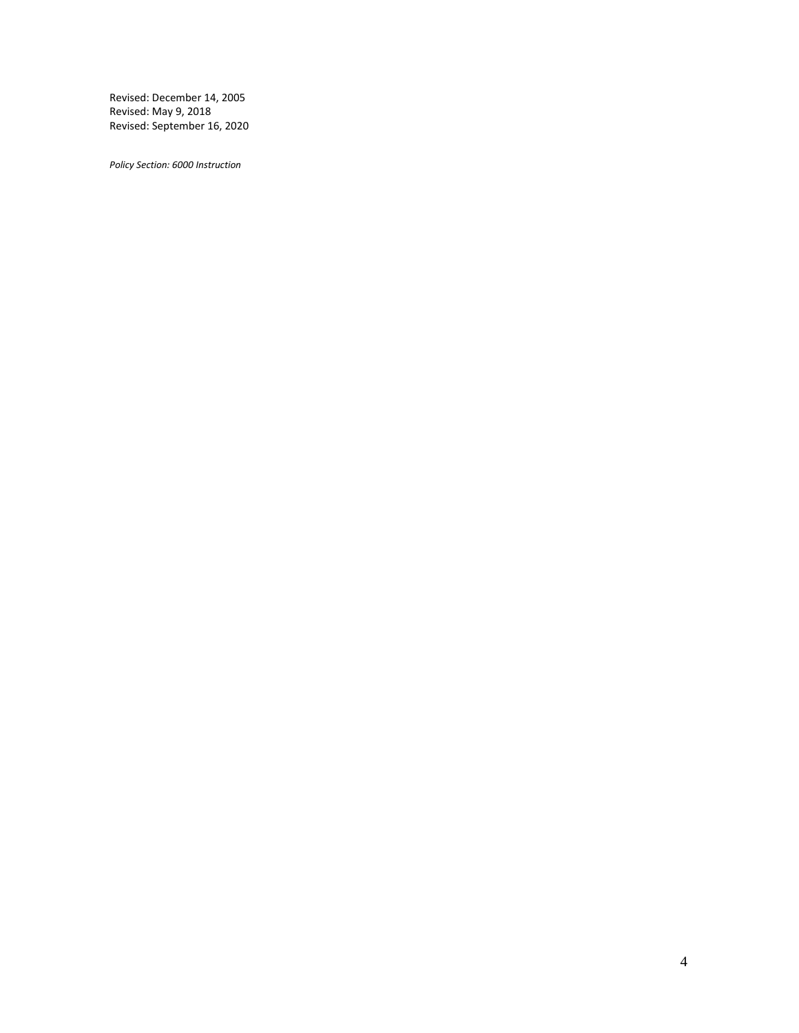Revised: December 14, 2005
Revised: May 9, 2018
Revised: September 16, 2020

*Policy Section: 6000 Instruction*